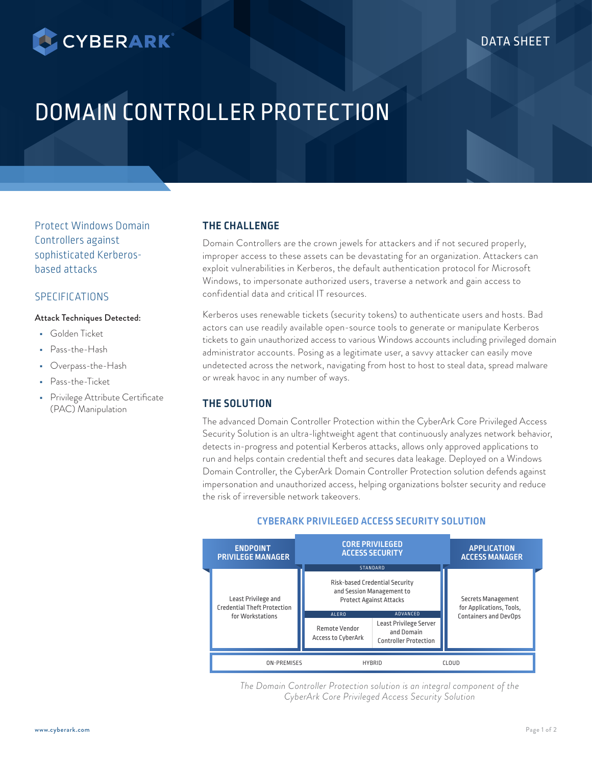DATA SHEET

# DOMAIN CONTROLLER PROTECTION

Protect Windows Domain Controllers against sophisticated Kerberos-based attacks

## SPECIFICATIONS

**Attack Techniques Detected:**

- Golden Ticket
- Pass-the-Hash
- Overpass-the-Hash
- Pass-the-Ticket
- Privilege Attribute Certificate (PAC) Manipulation

## THE CHALLENGE

Domain Controllers are the crown jewels for attackers and if not secured properly, improper access to these assets can be devastating for an organization. Attackers can exploit vulnerabilities in Kerberos, the default authentication protocol for Microsoft Windows, to impersonate authorized users, traverse a network and gain access to confidential data and critical IT resources.

Kerberos uses renewable tickets (security tokens) to authenticate users and hosts. Bad actors can use readily available open-source tools to generate or manipulate Kerberos tickets to gain unauthorized access to various Windows accounts including privileged domain administrator accounts. Posing as a legitimate user, a savvy attacker can easily move undetected across the network, navigating from host to host to steal data, spread malware or wreak havoc in any number of ways.

## THE SOLUTION

The advanced Domain Controller Protection within the CyberArk Core Privileged Access Security Solution is an ultra-lightweight agent that continuously analyzes network behavior, detects in-progress and potential Kerberos attacks, allows only approved applications to run and helps contain credential theft and secures data leakage. Deployed on a Windows Domain Controller, the CyberArk Domain Controller Protection solution defends against impersonation and unauthorized access, helping organizations bolster security and reduce the risk of irreversible network takeovers.

### CYBERARK PRIVILEGED ACCESS SECURITY SOLUTION

ENDPOINT PRIVILEGE MANAGER

Least Privilege and Credential Theft Protection for Workstations

CORE PRIVILEGED ACCESS SECURITY

STANDARD

Risk-based Credential Security and Session Management to Protect Against Attacks

ALERO

Remote Vendor Access to CyberArk

ADVANCED

Least Privilege Server and Domain Controller Protection

APPLICATION ACCESS MANAGER

Secrets Management for Applications, Tools, Containers and DevOps

ON-PREMISES

HYBRID

CLOUD

*The Domain Controller Protection solution is an integral component of the CyberArk Core Privileged Access Security Solution*

www.cyberark.com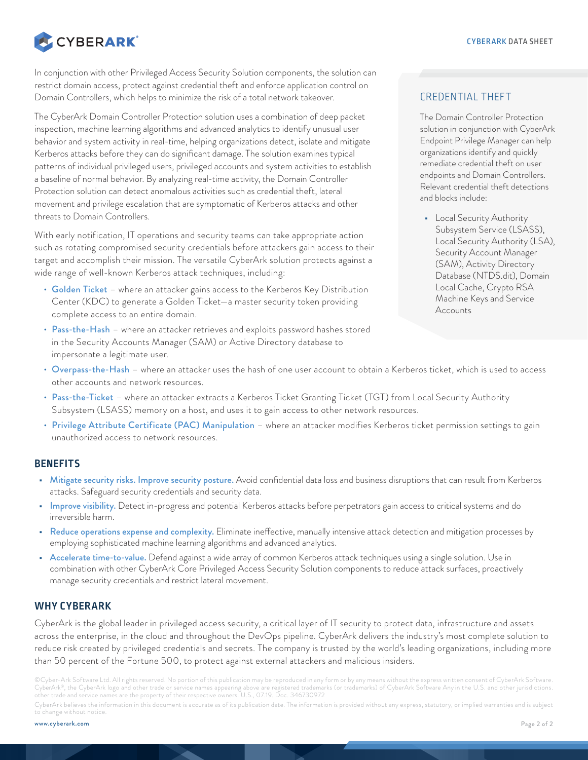In conjunction with other Privileged Access Security Solution components, the solution can restrict domain access, protect against credential theft and enforce application control on Domain Controllers, which helps to minimize the risk of a total network takeover.

The CyberArk Domain Controller Protection solution uses a combination of deep packet inspection, machine learning algorithms and advanced analytics to identify unusual user behavior and system activity in real-time, helping organizations detect, isolate and mitigate Kerberos attacks before they can do significant damage. The solution examines typical patterns of individual privileged users, privileged accounts and system activities to establish a baseline of normal behavior. By analyzing real-time activity, the Domain Controller Protection solution can detect anomalous activities such as credential theft, lateral movement and privilege escalation that are symptomatic of Kerberos attacks and other threats to Domain Controllers.

With early notification, IT operations and security teams can take appropriate action such as rotating compromised security credentials before attackers gain access to their target and accomplish their mission. The versatile CyberArk solution protects against a wide range of well-known Kerberos attack techniques, including:

- **Golden Ticket** – where an attacker gains access to the Kerberos Key Distribution Center (KDC) to generate a Golden Ticket—a master security token providing complete access to an entire domain.
- **Pass-the-Hash** – where an attacker retrieves and exploits password hashes stored in the Security Accounts Manager (SAM) or Active Directory database to impersonate a legitimate user.
- **Overpass-the-Hash** – where an attacker uses the hash of one user account to obtain a Kerberos ticket, which is used to access other accounts and network resources.
- **Pass-the-Ticket** – where an attacker extracts a Kerberos Ticket Granting Ticket (TGT) from Local Security Authority Subsystem (LSASS) memory on a host, and uses it to gain access to other network resources.
- **Privilege Attribute Certificate (PAC) Manipulation** – where an attacker modifies Kerberos ticket permission settings to gain unauthorized access to network resources.

## CREDENTIAL THEFT

The Domain Controller Protection solution in conjunction with CyberArk Endpoint Privilege Manager can help organizations identify and quickly remediate credential theft on user endpoints and Domain Controllers. Relevant credential theft detections and blocks include:

- Local Security Authority Subsystem Service (LSASS), Local Security Authority (LSA), Security Account Manager (SAM), Activity Directory Database (NTDS.dit), Domain Local Cache, Crypto RSA Machine Keys and Service Accounts

## BENEFITS

- **Mitigate security risks. Improve security posture.** Avoid confidential data loss and business disruptions that can result from Kerberos attacks. Safeguard security credentials and security data.
- **Improve visibility.** Detect in-progress and potential Kerberos attacks before perpetrators gain access to critical systems and do irreversible harm.
- **Reduce operations expense and complexity.** Eliminate ineffective, manually intensive attack detection and mitigation processes by employing sophisticated machine learning algorithms and advanced analytics.
- **Accelerate time-to-value.** Defend against a wide array of common Kerberos attack techniques using a single solution. Use in combination with other CyberArk Core Privileged Access Security Solution components to reduce attack surfaces, proactively manage security credentials and restrict lateral movement.

## WHY CYBERARK

CyberArk is the global leader in privileged access security, a critical layer of IT security to protect data, infrastructure and assets across the enterprise, in the cloud and throughout the DevOps pipeline. CyberArk delivers the industry's most complete solution to reduce risk created by privileged credentials and secrets. The company is trusted by the world's leading organizations, including more than 50 percent of the Fortune 500, to protect against external attackers and malicious insiders.

©Cyber-Ark Software Ltd. All rights reserved. No portion of this publication may be reproduced in any form or by any means without the express written consent of CyberArk Software. CyberArk®, the CyberArk logo and other trade or service names appearing above are registered trademarks (or trademarks) of CyberArk Software Any in the U.S. and other jurisdictions. other trade and service names are the property of their respective owners. U.S., 07.19. Doc. 346730972

CyberArk believes the information in this document is accurate as of its publication date. The information is provided without any express, statutory, or implied warranties and is subject to change without notice.

www.cyberark.com